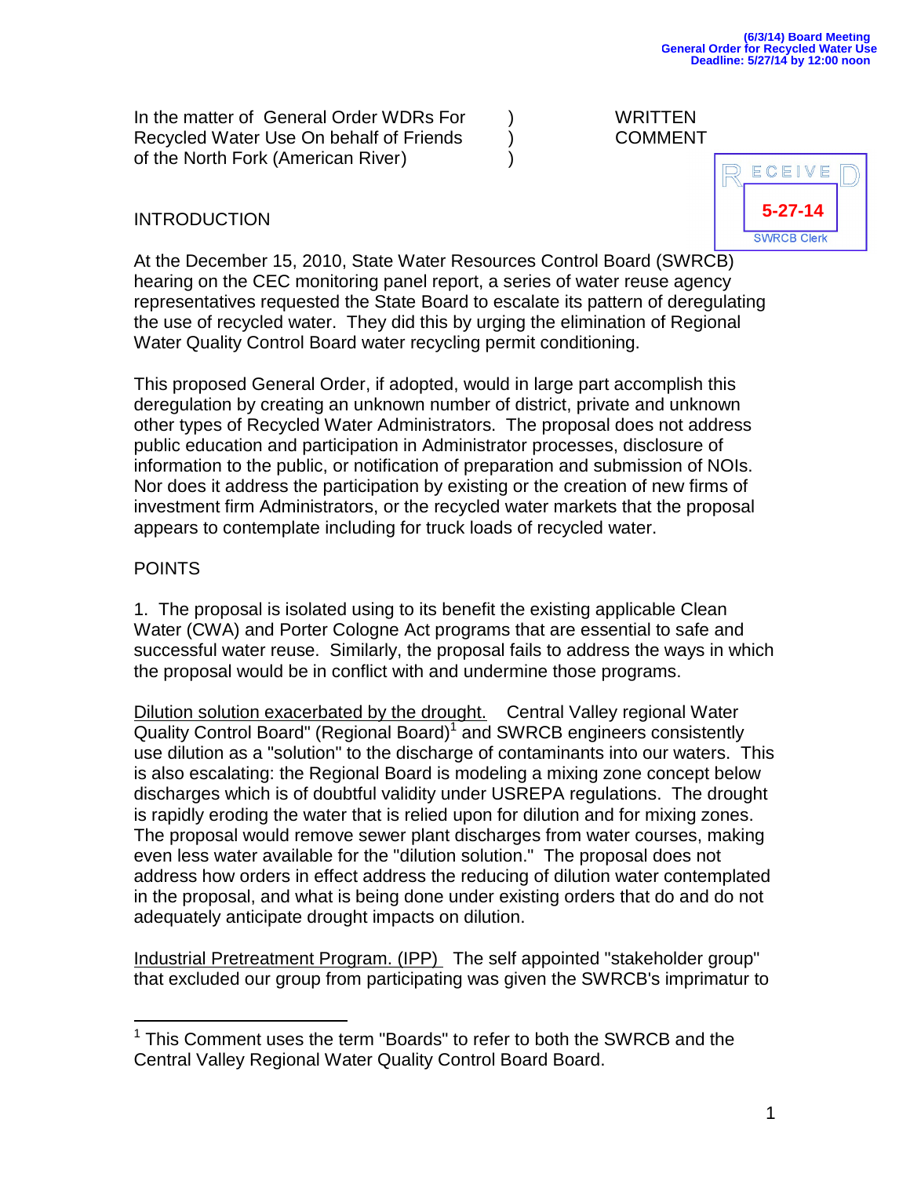(6/3/14) Board Meeting
General Order for Recycled Water Use
Deadline: 5/27/14 by 12:00 noon

In the matter of General Order WDRs For Recycled Water Use On behalf of Friends of the North Fork (American River) )

WRITTEN COMMENT

RECEIVED
5-27-14
SWRCB Clerk

## INTRODUCTION

At the December 15, 2010, State Water Resources Control Board (SWRCB) hearing on the CEC monitoring panel report, a series of water reuse agency representatives requested the State Board to escalate its pattern of deregulating the use of recycled water. They did this by urging the elimination of Regional Water Quality Control Board water recycling permit conditioning.

This proposed General Order, if adopted, would in large part accomplish this deregulation by creating an unknown number of district, private and unknown other types of Recycled Water Administrators. The proposal does not address public education and participation in Administrator processes, disclosure of information to the public, or notification of preparation and submission of NOIs. Nor does it address the participation by existing or the creation of new firms of investment firm Administrators, or the recycled water markets that the proposal appears to contemplate including for truck loads of recycled water.

## POINTS

1. The proposal is isolated using to its benefit the existing applicable Clean Water (CWA) and Porter Cologne Act programs that are essential to safe and successful water reuse. Similarly, the proposal fails to address the ways in which the proposal would be in conflict with and undermine those programs.

Dilution solution exacerbated by the drought. Central Valley regional Water Quality Control Board" (Regional Board)[1] and SWRCB engineers consistently use dilution as a "solution" to the discharge of contaminants into our waters. This is also escalating: the Regional Board is modeling a mixing zone concept below discharges which is of doubtful validity under USREPA regulations. The drought is rapidly eroding the water that is relied upon for dilution and for mixing zones. The proposal would remove sewer plant discharges from water courses, making even less water available for the "dilution solution." The proposal does not address how orders in effect address the reducing of dilution water contemplated in the proposal, and what is being done under existing orders that do and do not adequately anticipate drought impacts on dilution.

Industrial Pretreatment Program. (IPP) The self appointed "stakeholder group" that excluded our group from participating was given the SWRCB's imprimatur to

[1] This Comment uses the term "Boards" to refer to both the SWRCB and the Central Valley Regional Water Quality Control Board Board.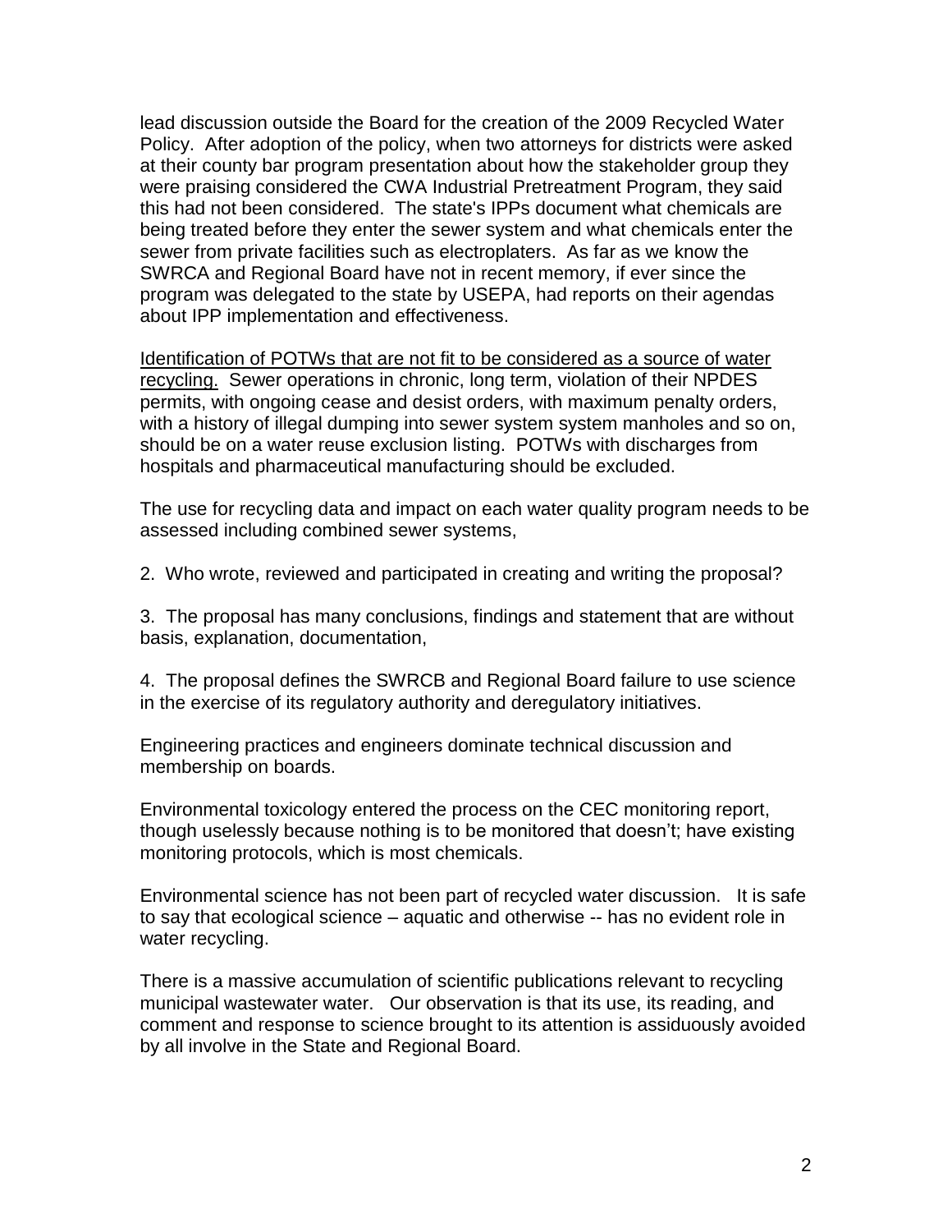lead discussion outside the Board for the creation of the 2009 Recycled Water Policy. After adoption of the policy, when two attorneys for districts were asked at their county bar program presentation about how the stakeholder group they were praising considered the CWA Industrial Pretreatment Program, they said this had not been considered. The state's IPPs document what chemicals are being treated before they enter the sewer system and what chemicals enter the sewer from private facilities such as electroplaters. As far as we know the SWRCA and Regional Board have not in recent memory, if ever since the program was delegated to the state by USEPA, had reports on their agendas about IPP implementation and effectiveness.

<u>Identification of POTWs that are not fit to be considered as a source of water recycling.</u> Sewer operations in chronic, long term, violation of their NPDES permits, with ongoing cease and desist orders, with maximum penalty orders, with a history of illegal dumping into sewer system system manholes and so on, should be on a water reuse exclusion listing. POTWs with discharges from hospitals and pharmaceutical manufacturing should be excluded.

The use for recycling data and impact on each water quality program needs to be assessed including combined sewer systems,

2. Who wrote, reviewed and participated in creating and writing the proposal?

3. The proposal has many conclusions, findings and statement that are without basis, explanation, documentation,

4. The proposal defines the SWRCB and Regional Board failure to use science in the exercise of its regulatory authority and deregulatory initiatives.

Engineering practices and engineers dominate technical discussion and membership on boards.

Environmental toxicology entered the process on the CEC monitoring report, though uselessly because nothing is to be monitored that doesn't; have existing monitoring protocols, which is most chemicals.

Environmental science has not been part of recycled water discussion. It is safe to say that ecological science – aquatic and otherwise -- has no evident role in water recycling.

There is a massive accumulation of scientific publications relevant to recycling municipal wastewater water. Our observation is that its use, its reading, and comment and response to science brought to its attention is assiduously avoided by all involve in the State and Regional Board.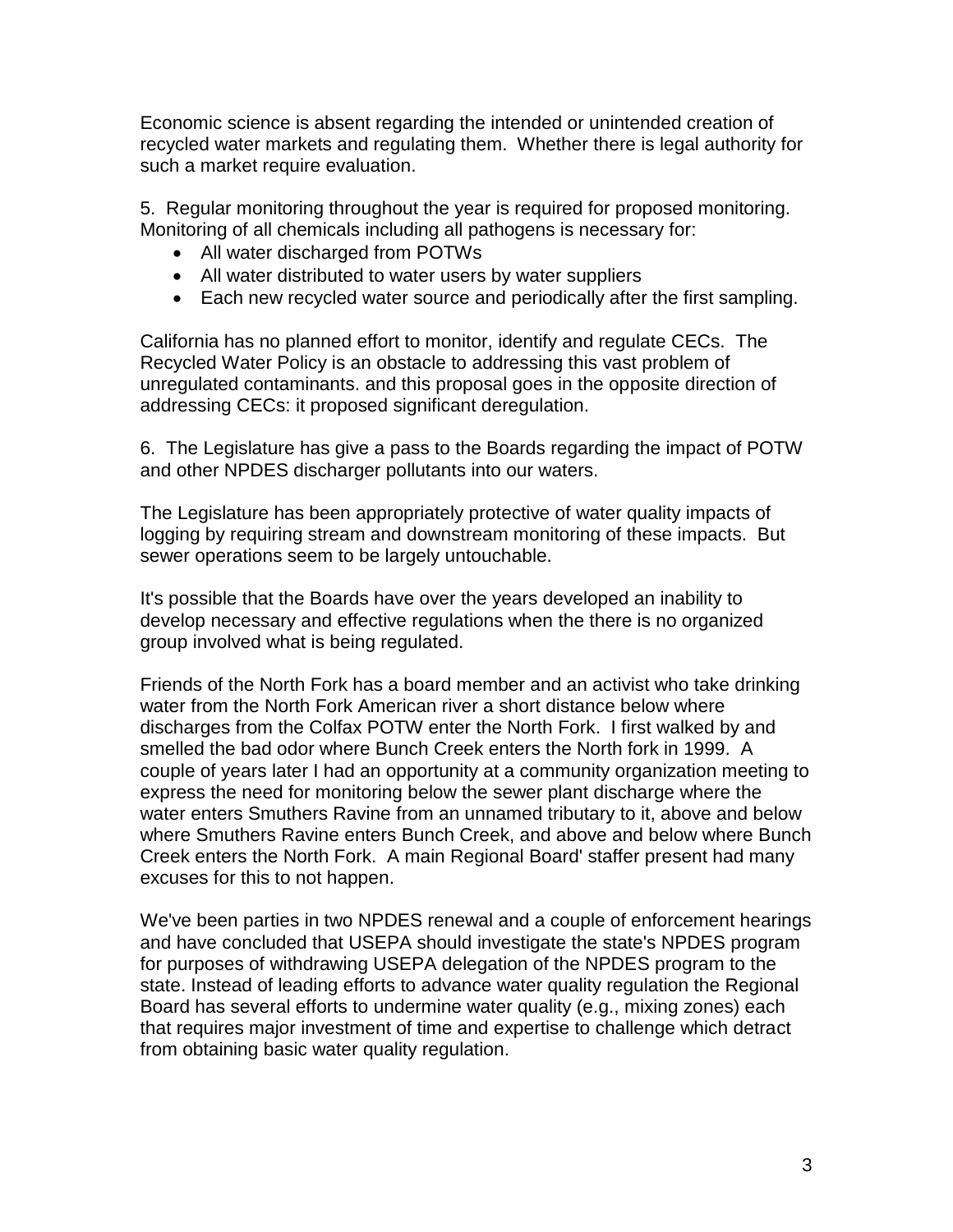Economic science is absent regarding the intended or unintended creation of recycled water markets and regulating them. Whether there is legal authority for such a market require evaluation.

5. Regular monitoring throughout the year is required for proposed monitoring. Monitoring of all chemicals including all pathogens is necessary for:

- All water discharged from POTWs
- All water distributed to water users by water suppliers
- Each new recycled water source and periodically after the first sampling.

California has no planned effort to monitor, identify and regulate CECs. The Recycled Water Policy is an obstacle to addressing this vast problem of unregulated contaminants. and this proposal goes in the opposite direction of addressing CECs: it proposed significant deregulation.

6. The Legislature has give a pass to the Boards regarding the impact of POTW and other NPDES discharger pollutants into our waters.

The Legislature has been appropriately protective of water quality impacts of logging by requiring stream and downstream monitoring of these impacts. But sewer operations seem to be largely untouchable.

It's possible that the Boards have over the years developed an inability to develop necessary and effective regulations when the there is no organized group involved what is being regulated.

Friends of the North Fork has a board member and an activist who take drinking water from the North Fork American river a short distance below where discharges from the Colfax POTW enter the North Fork. I first walked by and smelled the bad odor where Bunch Creek enters the North fork in 1999. A couple of years later I had an opportunity at a community organization meeting to express the need for monitoring below the sewer plant discharge where the water enters Smuthers Ravine from an unnamed tributary to it, above and below where Smuthers Ravine enters Bunch Creek, and above and below where Bunch Creek enters the North Fork. A main Regional Board' staffer present had many excuses for this to not happen.

We've been parties in two NPDES renewal and a couple of enforcement hearings and have concluded that USEPA should investigate the state's NPDES program for purposes of withdrawing USEPA delegation of the NPDES program to the state. Instead of leading efforts to advance water quality regulation the Regional Board has several efforts to undermine water quality (e.g., mixing zones) each that requires major investment of time and expertise to challenge which detract from obtaining basic water quality regulation.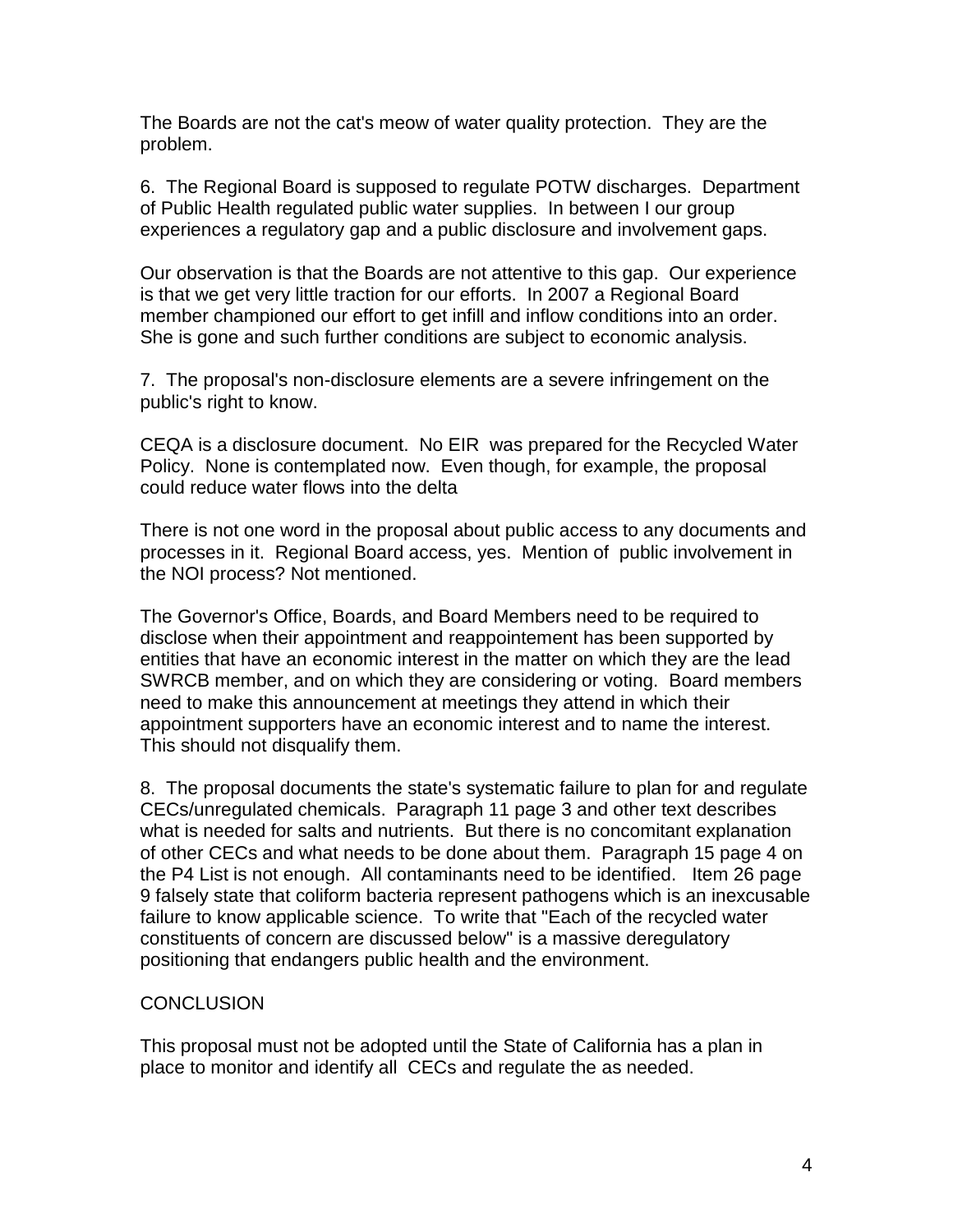The Boards are not the cat's meow of water quality protection. They are the problem.

6. The Regional Board is supposed to regulate POTW discharges. Department of Public Health regulated public water supplies. In between I our group experiences a regulatory gap and a public disclosure and involvement gaps.

Our observation is that the Boards are not attentive to this gap. Our experience is that we get very little traction for our efforts. In 2007 a Regional Board member championed our effort to get infill and inflow conditions into an order. She is gone and such further conditions are subject to economic analysis.

7. The proposal's non-disclosure elements are a severe infringement on the public's right to know.

CEQA is a disclosure document. No EIR was prepared for the Recycled Water Policy. None is contemplated now. Even though, for example, the proposal could reduce water flows into the delta

There is not one word in the proposal about public access to any documents and processes in it. Regional Board access, yes. Mention of public involvement in the NOI process? Not mentioned.

The Governor's Office, Boards, and Board Members need to be required to disclose when their appointment and reappointement has been supported by entities that have an economic interest in the matter on which they are the lead SWRCB member, and on which they are considering or voting. Board members need to make this announcement at meetings they attend in which their appointment supporters have an economic interest and to name the interest. This should not disqualify them.

8. The proposal documents the state's systematic failure to plan for and regulate CECs/unregulated chemicals. Paragraph 11 page 3 and other text describes what is needed for salts and nutrients. But there is no concomitant explanation of other CECs and what needs to be done about them. Paragraph 15 page 4 on the P4 List is not enough. All contaminants need to be identified. Item 26 page 9 falsely state that coliform bacteria represent pathogens which is an inexcusable failure to know applicable science. To write that "Each of the recycled water constituents of concern are discussed below" is a massive deregulatory positioning that endangers public health and the environment.

CONCLUSION

This proposal must not be adopted until the State of California has a plan in place to monitor and identify all CECs and regulate the as needed.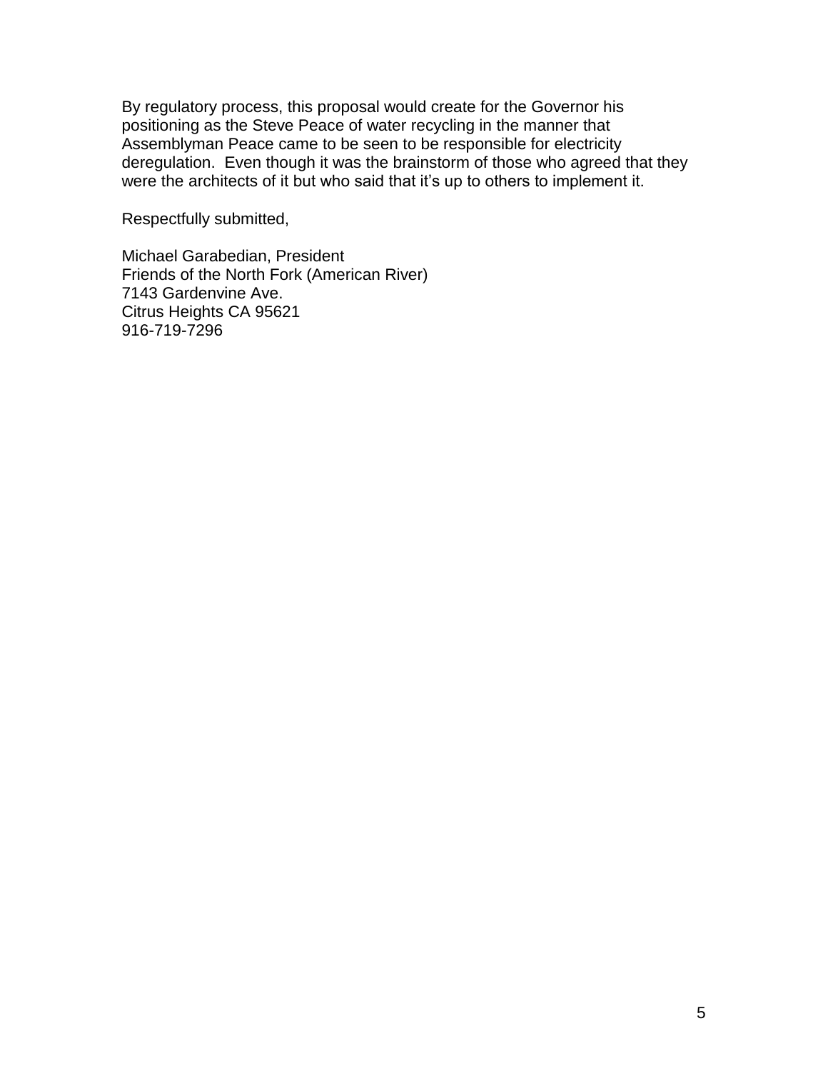By regulatory process, this proposal would create for the Governor his positioning as the Steve Peace of water recycling in the manner that Assemblyman Peace came to be seen to be responsible for electricity deregulation. Even though it was the brainstorm of those who agreed that they were the architects of it but who said that it's up to others to implement it.

Respectfully submitted,

Michael Garabedian, President
Friends of the North Fork (American River)
7143 Gardenvine Ave.
Citrus Heights CA 95621
916-719-7296